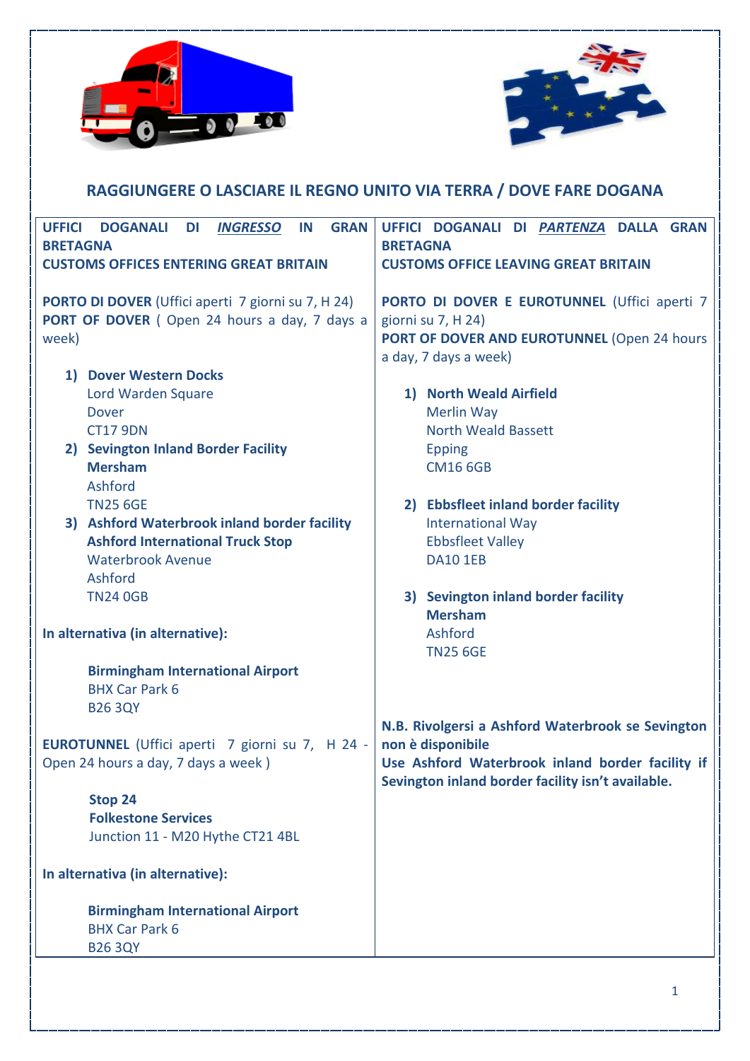## RAGGIUNGERE O LASCIARE IL REGNO UNITO VIA TERRA / DOVE FARE DOGANA

### UFFICI DOGANALI DI *INGRESSO* IN GRAN BRETAGNA
### CUSTOMS OFFICES ENTERING GREAT BRITAIN

**PORTO DI DOVER** (Uffici aperti 7 giorni su 7, H 24)
**PORT OF DOVER** ( Open 24 hours a day, 7 days a week)

1) **Dover Western Docks**
   Lord Warden Square
   Dover
   CT17 9DN
2) **Sevington Inland Border Facility**
   **Mersham**
   Ashford
   TN25 6GE
3) **Ashford Waterbrook inland border facility**
   **Ashford International Truck Stop**
   Waterbrook Avenue
   Ashford
   TN24 0GB

**In alternativa (in alternative):**

**Birmingham International Airport**
BHX Car Park 6
B26 3QY

**EUROTUNNEL** (Uffici aperti 7 giorni su 7, H 24 - Open 24 hours a day, 7 days a week )

**Stop 24**
**Folkestone Services**
Junction 11 - M20 Hythe CT21 4BL

**In alternativa (in alternative):**

**Birmingham International Airport**
BHX Car Park 6
B26 3QY

### UFFICI DOGANALI DI *PARTENZA* DALLA GRAN BRETAGNA
### CUSTOMS OFFICE LEAVING GREAT BRITAIN

**PORTO DI DOVER E EUROTUNNEL** (Uffici aperti 7 giorni su 7, H 24)
**PORT OF DOVER AND EUROTUNNEL** (Open 24 hours a day, 7 days a week)

1) **North Weald Airfield**
   Merlin Way
   North Weald Bassett
   Epping
   CM16 6GB

2) **Ebbsfleet inland border facility**
   International Way
   Ebbsfleet Valley
   DA10 1EB

3) **Sevington inland border facility**
   **Mersham**
   Ashford
   TN25 6GE

**N.B. Rivolgersi a Ashford Waterbrook se Sevington non è disponibile**
**Use Ashford Waterbrook inland border facility if Sevington inland border facility isn't available.**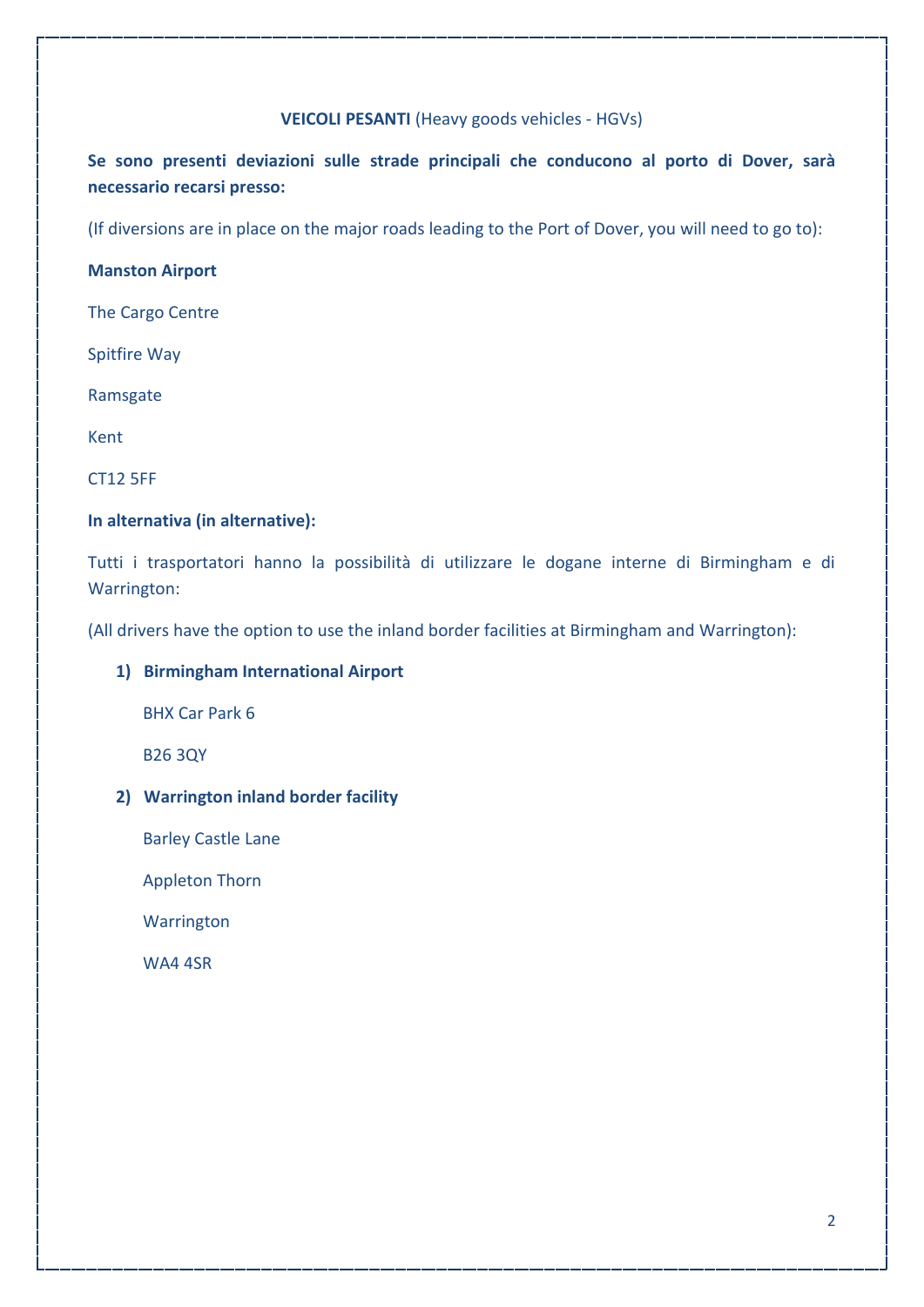**VEICOLI PESANTI** (Heavy goods vehicles - HGVs)

**Se sono presenti deviazioni sulle strade principali che conducono al porto di Dover, sarà necessario recarsi presso:**

(If diversions are in place on the major roads leading to the Port of Dover, you will need to go to):

**Manston Airport**

The Cargo Centre

Spitfire Way

Ramsgate

Kent

CT12 5FF

**In alternativa (in alternative):**

Tutti i trasportatori hanno la possibilità di utilizzare le dogane interne di Birmingham e di Warrington:

(All drivers have the option to use the inland border facilities at Birmingham and Warrington):

1) **Birmingham International Airport**

   BHX Car Park 6

   B26 3QY

2) **Warrington inland border facility**

   Barley Castle Lane

   Appleton Thorn

   Warrington

   WA4 4SR